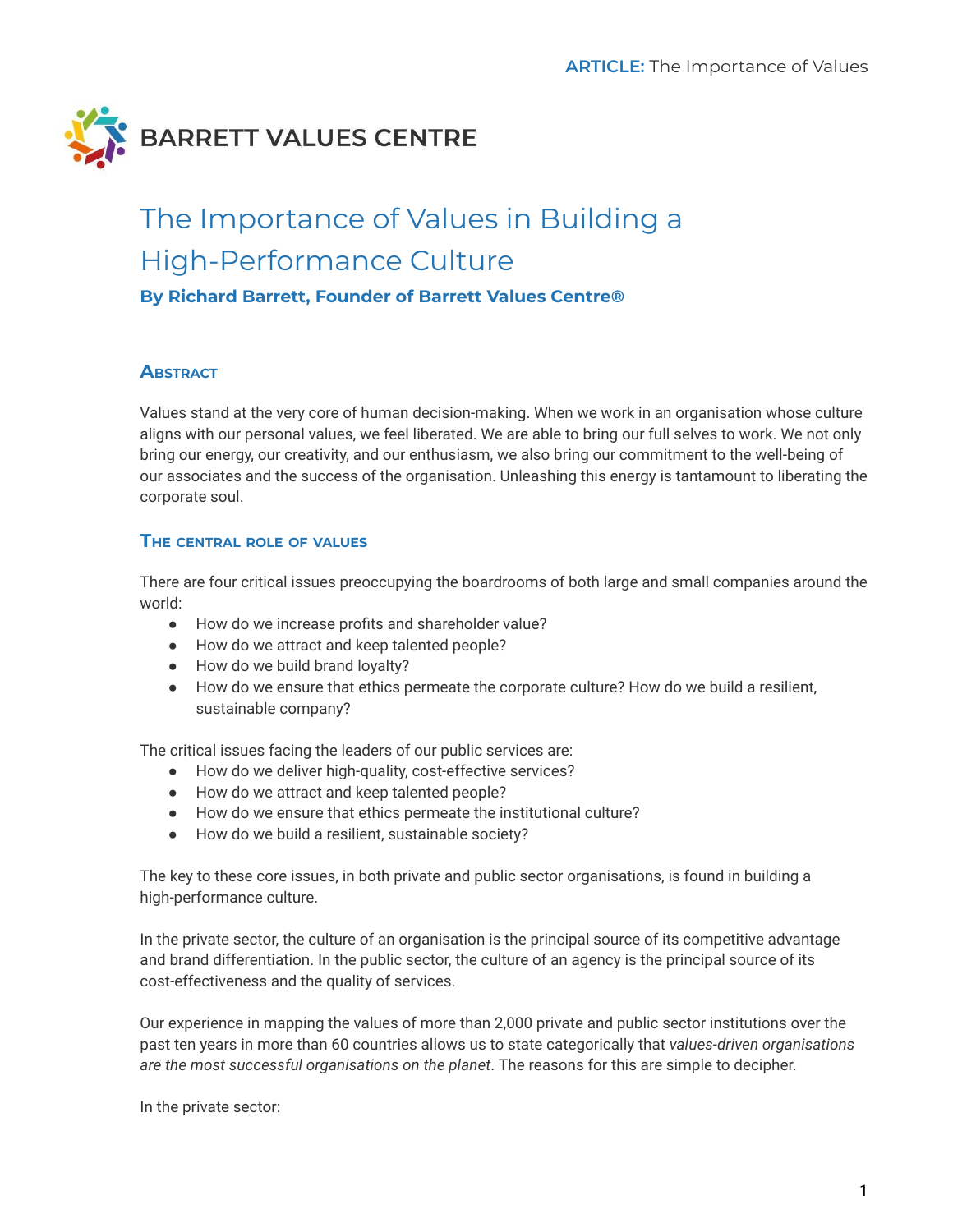BARRETT VALUES CENTRE

# The Importance of Values in Building a High-Performance Culture

**By Richard Barrett, Founder of Barrett Values Centre®**

## Abstract

Values stand at the very core of human decision-making. When we work in an organisation whose culture aligns with our personal values, we feel liberated. We are able to bring our full selves to work. We not only bring our energy, our creativity, and our enthusiasm, we also bring our commitment to the well-being of our associates and the success of the organisation. Unleashing this energy is tantamount to liberating the corporate soul.

## The central role of values

There are four critical issues preoccupying the boardrooms of both large and small companies around the world:

- How do we increase profits and shareholder value?
- How do we attract and keep talented people?
- How do we build brand loyalty?
- How do we ensure that ethics permeate the corporate culture? How do we build a resilient, sustainable company?

The critical issues facing the leaders of our public services are:

- How do we deliver high-quality, cost-effective services?
- How do we attract and keep talented people?
- How do we ensure that ethics permeate the institutional culture?
- How do we build a resilient, sustainable society?

The key to these core issues, in both private and public sector organisations, is found in building a high-performance culture.

In the private sector, the culture of an organisation is the principal source of its competitive advantage and brand differentiation. In the public sector, the culture of an agency is the principal source of its cost-effectiveness and the quality of services.

Our experience in mapping the values of more than 2,000 private and public sector institutions over the past ten years in more than 60 countries allows us to state categorically that *values-driven organisations are the most successful organisations on the planet*. The reasons for this are simple to decipher.

In the private sector: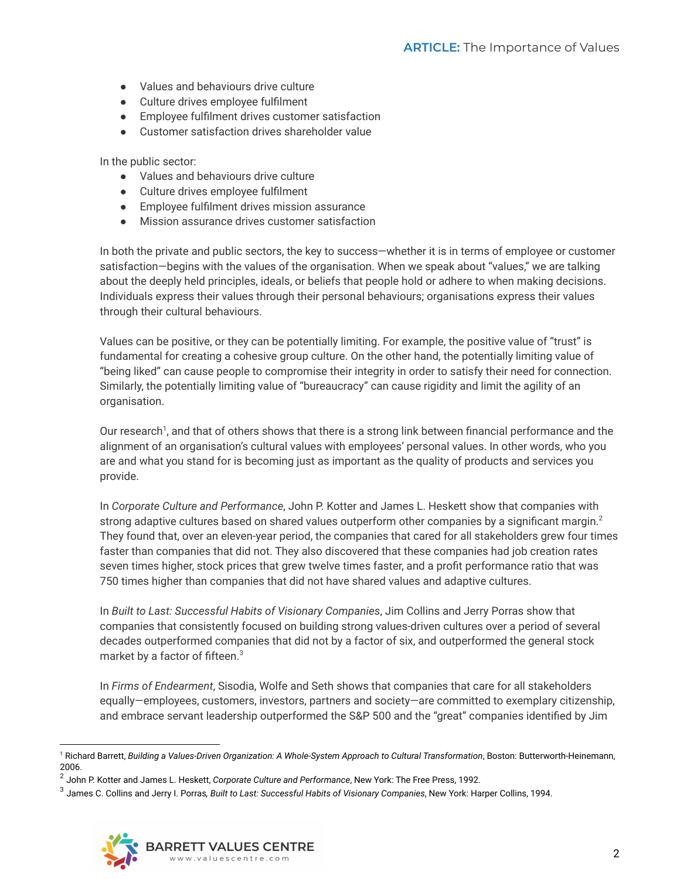- Values and behaviours drive culture
- Culture drives employee fulfilment
- Employee fulfilment drives customer satisfaction
- Customer satisfaction drives shareholder value

In the public sector:

- Values and behaviours drive culture
- Culture drives employee fulfilment
- Employee fulfilment drives mission assurance
- Mission assurance drives customer satisfaction

In both the private and public sectors, the key to success—whether it is in terms of employee or customer satisfaction—begins with the values of the organisation. When we speak about "values," we are talking about the deeply held principles, ideals, or beliefs that people hold or adhere to when making decisions. Individuals express their values through their personal behaviours; organisations express their values through their cultural behaviours.

Values can be positive, or they can be potentially limiting. For example, the positive value of "trust" is fundamental for creating a cohesive group culture. On the other hand, the potentially limiting value of "being liked" can cause people to compromise their integrity in order to satisfy their need for connection. Similarly, the potentially limiting value of "bureaucracy" can cause rigidity and limit the agility of an organisation.

Our research[1], and that of others shows that there is a strong link between financial performance and the alignment of an organisation's cultural values with employees' personal values. In other words, who you are and what you stand for is becoming just as important as the quality of products and services you provide.

In *Corporate Culture and Performance*, John P. Kotter and James L. Heskett show that companies with strong adaptive cultures based on shared values outperform other companies by a significant margin.[2] They found that, over an eleven-year period, the companies that cared for all stakeholders grew four times faster than companies that did not. They also discovered that these companies had job creation rates seven times higher, stock prices that grew twelve times faster, and a profit performance ratio that was 750 times higher than companies that did not have shared values and adaptive cultures.

In *Built to Last: Successful Habits of Visionary Companies*, Jim Collins and Jerry Porras show that companies that consistently focused on building strong values-driven cultures over a period of several decades outperformed companies that did not by a factor of six, and outperformed the general stock market by a factor of fifteen.[3]

In *Firms of Endearment*, Sisodia, Wolfe and Seth shows that companies that care for all stakeholders equally—employees, customers, investors, partners and society—are committed to exemplary citizenship, and embrace servant leadership outperformed the S&P 500 and the "great" companies identified by Jim

---

[1] Richard Barrett, *Building a Values-Driven Organization: A Whole-System Approach to Cultural Transformation*, Boston: Butterworth-Heinemann, 2006.

[2] John P. Kotter and James L. Heskett, *Corporate Culture and Performance*, New York: The Free Press, 1992.

[3] James C. Collins and Jerry I. Porras*,* *Built to Last: Successful Habits of Visionary Companies*, New York: Harper Collins, 1994.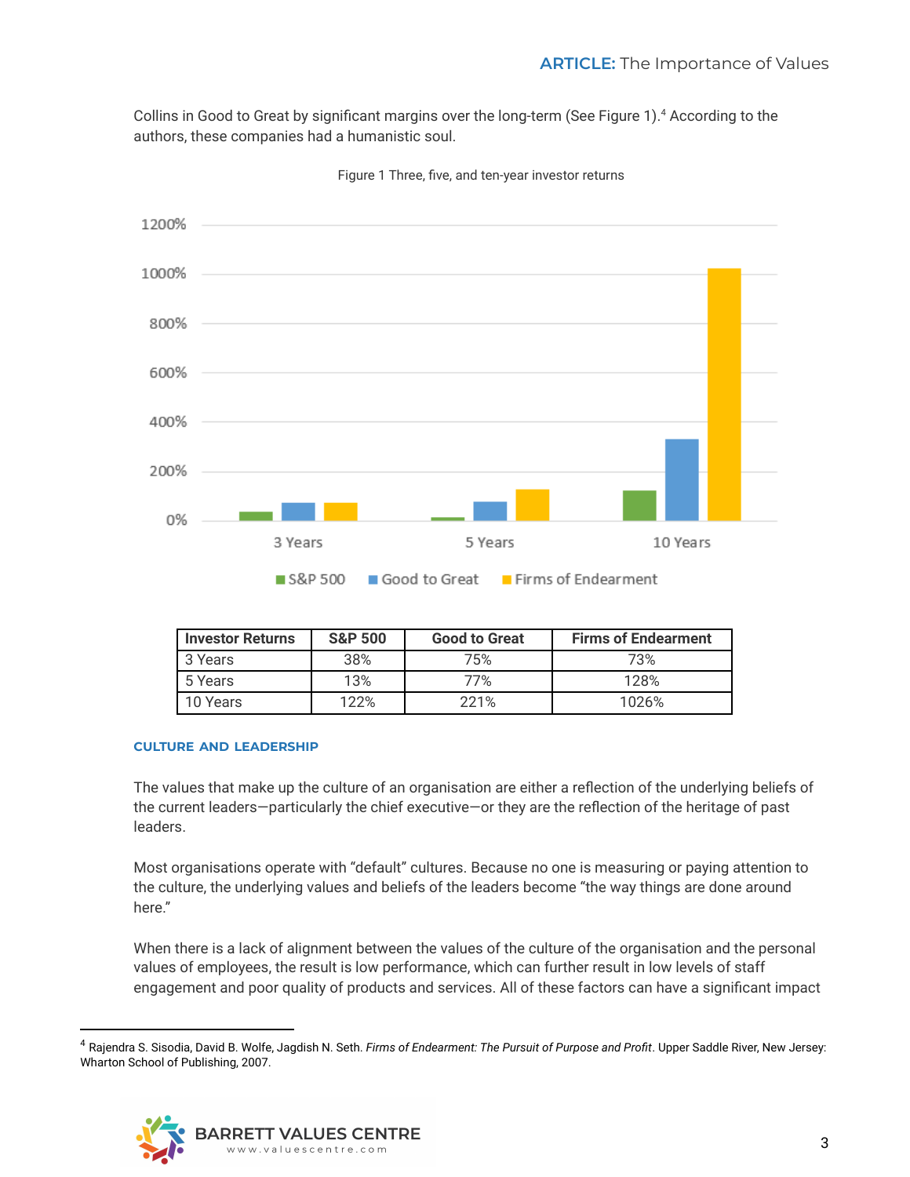Collins in Good to Great by significant margins over the long-term (See Figure 1).[4] According to the authors, these companies had a humanistic soul.

Figure 1 Three, five, and ten-year investor returns

| Investor Returns | S&P 500 | Good to Great | Firms of Endearment |
|---|---|---|---|
| 3 Years | 38% | 75% | 73% |
| 5 Years | 13% | 77% | 128% |
| 10 Years | 122% | 221% | 1026% |

#### CULTURE AND LEADERSHIP

The values that make up the culture of an organisation are either a reflection of the underlying beliefs of the current leaders—particularly the chief executive—or they are the reflection of the heritage of past leaders.

Most organisations operate with "default" cultures. Because no one is measuring or paying attention to the culture, the underlying values and beliefs of the leaders become "the way things are done around here."

When there is a lack of alignment between the values of the culture of the organisation and the personal values of employees, the result is low performance, which can further result in low levels of staff engagement and poor quality of products and services. All of these factors can have a significant impact

---

[4] Rajendra S. Sisodia, David B. Wolfe, Jagdish N. Seth. *Firms of Endearment: The Pursuit of Purpose and Profit*. Upper Saddle River, New Jersey: Wharton School of Publishing, 2007.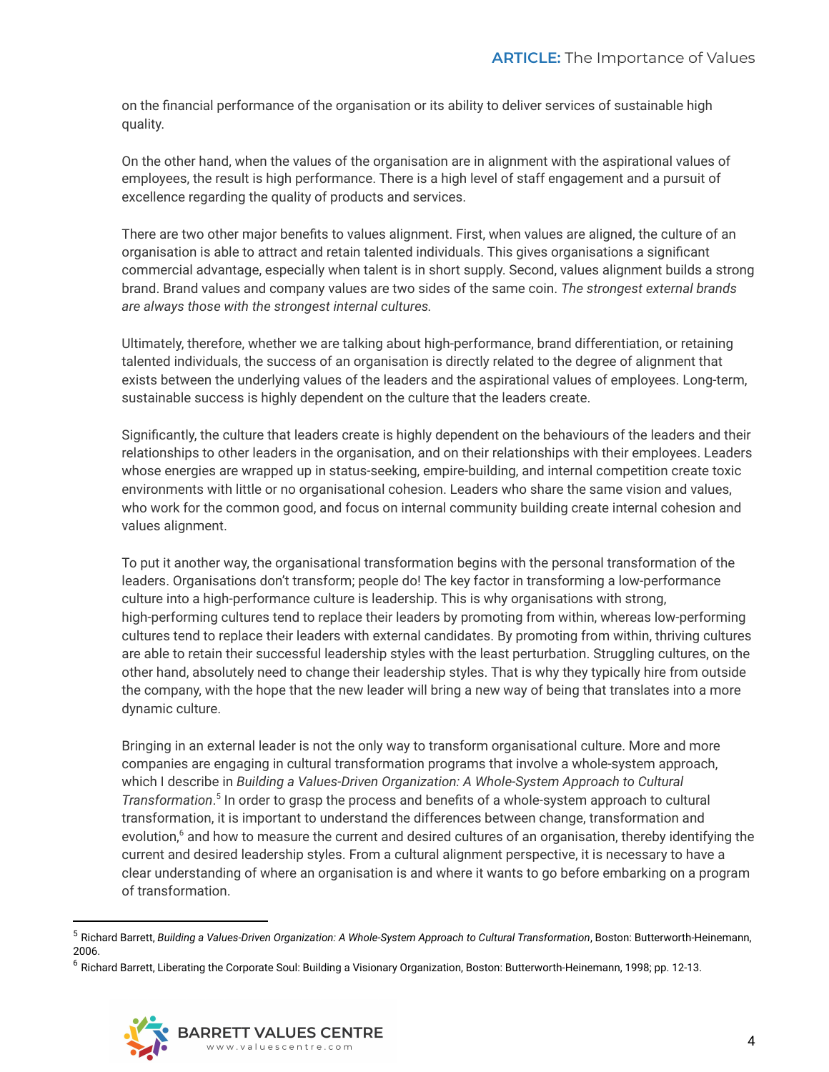on the financial performance of the organisation or its ability to deliver services of sustainable high quality.

On the other hand, when the values of the organisation are in alignment with the aspirational values of employees, the result is high performance. There is a high level of staff engagement and a pursuit of excellence regarding the quality of products and services.

There are two other major benefits to values alignment. First, when values are aligned, the culture of an organisation is able to attract and retain talented individuals. This gives organisations a significant commercial advantage, especially when talent is in short supply. Second, values alignment builds a strong brand. Brand values and company values are two sides of the same coin. *The strongest external brands are always those with the strongest internal cultures.*

Ultimately, therefore, whether we are talking about high-performance, brand differentiation, or retaining talented individuals, the success of an organisation is directly related to the degree of alignment that exists between the underlying values of the leaders and the aspirational values of employees. Long-term, sustainable success is highly dependent on the culture that the leaders create.

Significantly, the culture that leaders create is highly dependent on the behaviours of the leaders and their relationships to other leaders in the organisation, and on their relationships with their employees. Leaders whose energies are wrapped up in status-seeking, empire-building, and internal competition create toxic environments with little or no organisational cohesion. Leaders who share the same vision and values, who work for the common good, and focus on internal community building create internal cohesion and values alignment.

To put it another way, the organisational transformation begins with the personal transformation of the leaders. Organisations don't transform; people do! The key factor in transforming a low-performance culture into a high-performance culture is leadership. This is why organisations with strong, high-performing cultures tend to replace their leaders by promoting from within, whereas low-performing cultures tend to replace their leaders with external candidates. By promoting from within, thriving cultures are able to retain their successful leadership styles with the least perturbation. Struggling cultures, on the other hand, absolutely need to change their leadership styles. That is why they typically hire from outside the company, with the hope that the new leader will bring a new way of being that translates into a more dynamic culture.

Bringing in an external leader is not the only way to transform organisational culture. More and more companies are engaging in cultural transformation programs that involve a whole-system approach, which I describe in *Building a Values-Driven Organization: A Whole-System Approach to Cultural Transformation*.[5] In order to grasp the process and benefits of a whole-system approach to cultural transformation, it is important to understand the differences between change, transformation and evolution,[6] and how to measure the current and desired cultures of an organisation, thereby identifying the current and desired leadership styles. From a cultural alignment perspective, it is necessary to have a clear understanding of where an organisation is and where it wants to go before embarking on a program of transformation.

---

[5] Richard Barrett, *Building a Values-Driven Organization: A Whole-System Approach to Cultural Transformation*, Boston: Butterworth-Heinemann, 2006.

[6] Richard Barrett, Liberating the Corporate Soul: Building a Visionary Organization, Boston: Butterworth-Heinemann, 1998; pp. 12-13.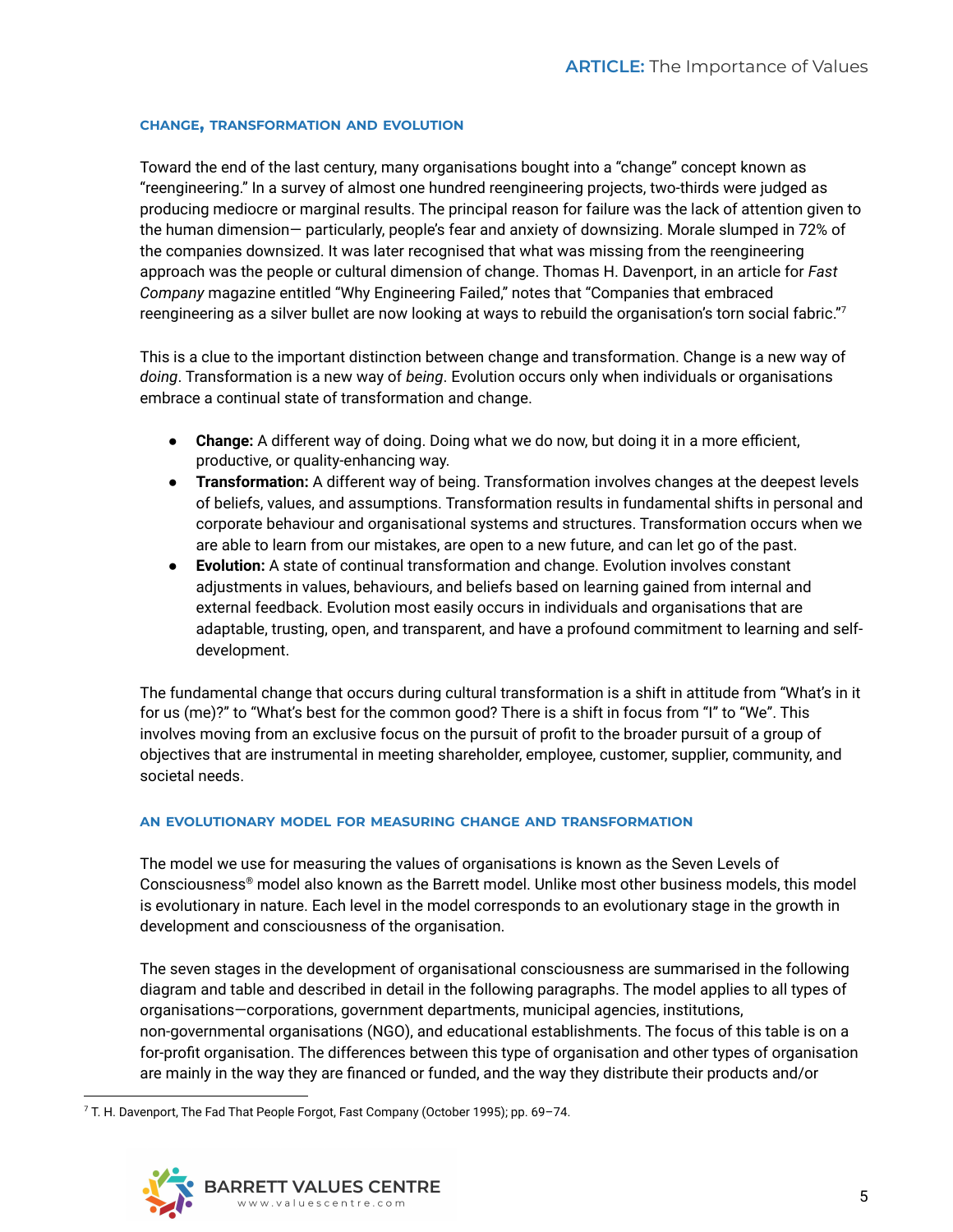### CHANGE, TRANSFORMATION AND EVOLUTION

Toward the end of the last century, many organisations bought into a “change” concept known as “reengineering.” In a survey of almost one hundred reengineering projects, two-thirds were judged as producing mediocre or marginal results. The principal reason for failure was the lack of attention given to the human dimension— particularly, people’s fear and anxiety of downsizing. Morale slumped in 72% of the companies downsized. It was later recognised that what was missing from the reengineering approach was the people or cultural dimension of change. Thomas H. Davenport, in an article for *Fast Company* magazine entitled “Why Engineering Failed,” notes that “Companies that embraced reengineering as a silver bullet are now looking at ways to rebuild the organisation’s torn social fabric.”[7]

This is a clue to the important distinction between change and transformation. Change is a new way of *doing*. Transformation is a new way of *being*. Evolution occurs only when individuals or organisations embrace a continual state of transformation and change.

- **Change:** A different way of doing. Doing what we do now, but doing it in a more efficient, productive, or quality-enhancing way.
- **Transformation:** A different way of being. Transformation involves changes at the deepest levels of beliefs, values, and assumptions. Transformation results in fundamental shifts in personal and corporate behaviour and organisational systems and structures. Transformation occurs when we are able to learn from our mistakes, are open to a new future, and can let go of the past.
- **Evolution:** A state of continual transformation and change. Evolution involves constant adjustments in values, behaviours, and beliefs based on learning gained from internal and external feedback. Evolution most easily occurs in individuals and organisations that are adaptable, trusting, open, and transparent, and have a profound commitment to learning and self-development.

The fundamental change that occurs during cultural transformation is a shift in attitude from “What’s in it for us (me)?” to “What’s best for the common good? There is a shift in focus from “I” to “We”. This involves moving from an exclusive focus on the pursuit of profit to the broader pursuit of a group of objectives that are instrumental in meeting shareholder, employee, customer, supplier, community, and societal needs.

### AN EVOLUTIONARY MODEL FOR MEASURING CHANGE AND TRANSFORMATION

The model we use for measuring the values of organisations is known as the Seven Levels of Consciousness® model also known as the Barrett model. Unlike most other business models, this model is evolutionary in nature. Each level in the model corresponds to an evolutionary stage in the growth in development and consciousness of the organisation.

The seven stages in the development of organisational consciousness are summarised in the following diagram and table and described in detail in the following paragraphs. The model applies to all types of organisations—corporations, government departments, municipal agencies, institutions, non-governmental organisations (NGO), and educational establishments. The focus of this table is on a for-profit organisation. The differences between this type of organisation and other types of organisation are mainly in the way they are financed or funded, and the way they distribute their products and/or

[7] T. H. Davenport, The Fad That People Forgot, Fast Company (October 1995); pp. 69–74.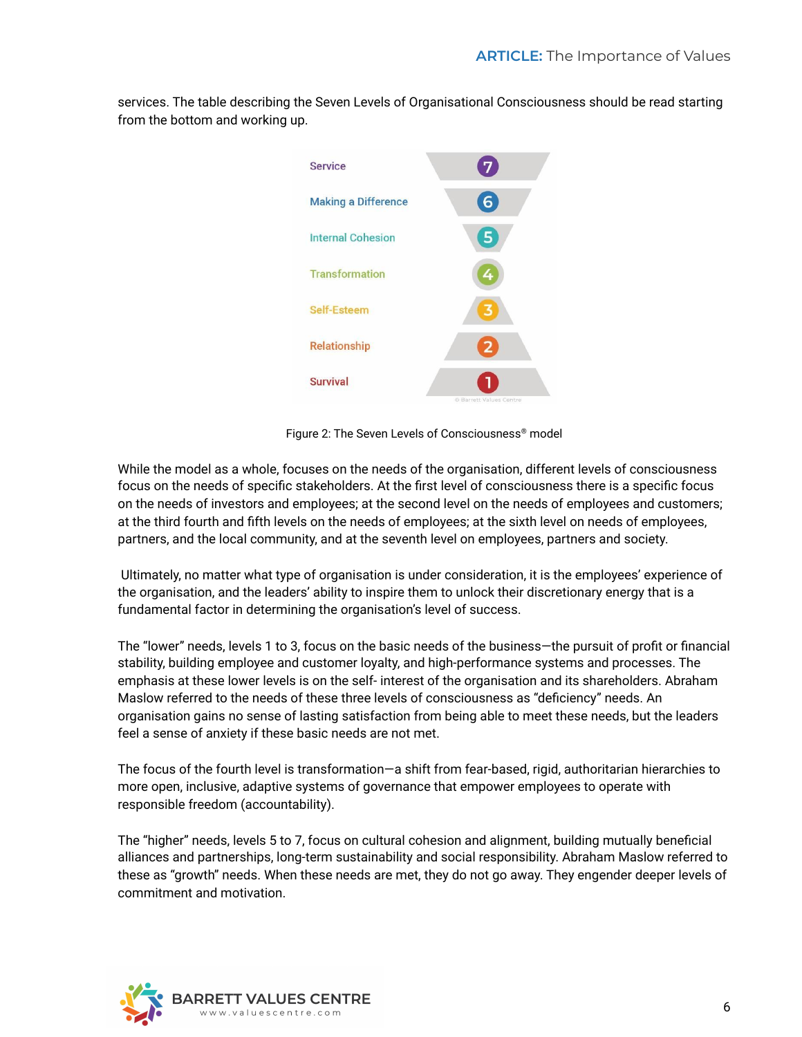services. The table describing the Seven Levels of Organisational Consciousness should be read starting from the bottom and working up.

| Level | # |
|---|---|
| Service | 7 |
| Making a Difference | 6 |
| Internal Cohesion | 5 |
| Transformation | 4 |
| Self-Esteem | 3 |
| Relationship | 2 |
| Survival | 1 |

© Barrett Values Centre

Figure 2: The Seven Levels of Consciousness® model

While the model as a whole, focuses on the needs of the organisation, different levels of consciousness focus on the needs of specific stakeholders. At the first level of consciousness there is a specific focus on the needs of investors and employees; at the second level on the needs of employees and customers; at the third fourth and fifth levels on the needs of employees; at the sixth level on needs of employees, partners, and the local community, and at the seventh level on employees, partners and society.

Ultimately, no matter what type of organisation is under consideration, it is the employees' experience of the organisation, and the leaders' ability to inspire them to unlock their discretionary energy that is a fundamental factor in determining the organisation's level of success.

The "lower" needs, levels 1 to 3, focus on the basic needs of the business—the pursuit of profit or financial stability, building employee and customer loyalty, and high-performance systems and processes. The emphasis at these lower levels is on the self- interest of the organisation and its shareholders. Abraham Maslow referred to the needs of these three levels of consciousness as "deficiency" needs. An organisation gains no sense of lasting satisfaction from being able to meet these needs, but the leaders feel a sense of anxiety if these basic needs are not met.

The focus of the fourth level is transformation—a shift from fear-based, rigid, authoritarian hierarchies to more open, inclusive, adaptive systems of governance that empower employees to operate with responsible freedom (accountability).

The "higher" needs, levels 5 to 7, focus on cultural cohesion and alignment, building mutually beneficial alliances and partnerships, long-term sustainability and social responsibility. Abraham Maslow referred to these as "growth" needs. When these needs are met, they do not go away. They engender deeper levels of commitment and motivation.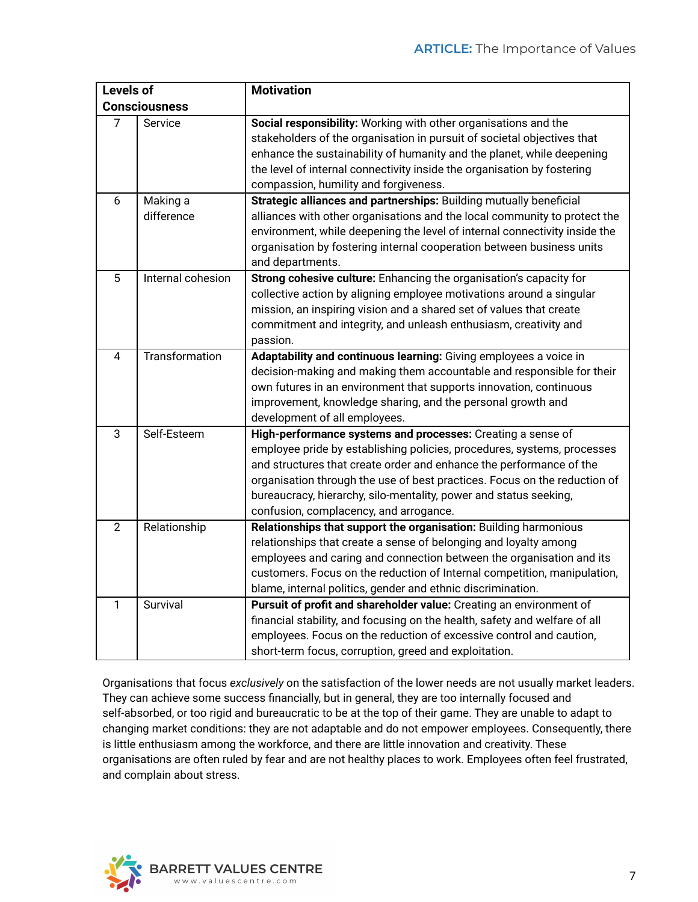| Levels of Consciousness | | Motivation |
|---|---|---|
| 7 | Service | **Social responsibility:** Working with other organisations and the stakeholders of the organisation in pursuit of societal objectives that enhance the sustainability of humanity and the planet, while deepening the level of internal connectivity inside the organisation by fostering compassion, humility and forgiveness. |
| 6 | Making a difference | **Strategic alliances and partnerships:** Building mutually beneficial alliances with other organisations and the local community to protect the environment, while deepening the level of internal connectivity inside the organisation by fostering internal cooperation between business units and departments. |
| 5 | Internal cohesion | **Strong cohesive culture:** Enhancing the organisation's capacity for collective action by aligning employee motivations around a singular mission, an inspiring vision and a shared set of values that create commitment and integrity, and unleash enthusiasm, creativity and passion. |
| 4 | Transformation | **Adaptability and continuous learning:** Giving employees a voice in decision-making and making them accountable and responsible for their own futures in an environment that supports innovation, continuous improvement, knowledge sharing, and the personal growth and development of all employees. |
| 3 | Self-Esteem | **High-performance systems and processes:** Creating a sense of employee pride by establishing policies, procedures, systems, processes and structures that create order and enhance the performance of the organisation through the use of best practices. Focus on the reduction of bureaucracy, hierarchy, silo-mentality, power and status seeking, confusion, complacency, and arrogance. |
| 2 | Relationship | **Relationships that support the organisation:** Building harmonious relationships that create a sense of belonging and loyalty among employees and caring and connection between the organisation and its customers. Focus on the reduction of Internal competition, manipulation, blame, internal politics, gender and ethnic discrimination. |
| 1 | Survival | **Pursuit of profit and shareholder value:** Creating an environment of financial stability, and focusing on the health, safety and welfare of all employees. Focus on the reduction of excessive control and caution, short-term focus, corruption, greed and exploitation. |

Organisations that focus *exclusively* on the satisfaction of the lower needs are not usually market leaders. They can achieve some success financially, but in general, they are too internally focused and self-absorbed, or too rigid and bureaucratic to be at the top of their game. They are unable to adapt to changing market conditions: they are not adaptable and do not empower employees. Consequently, there is little enthusiasm among the workforce, and there are little innovation and creativity. These organisations are often ruled by fear and are not healthy places to work. Employees often feel frustrated, and complain about stress.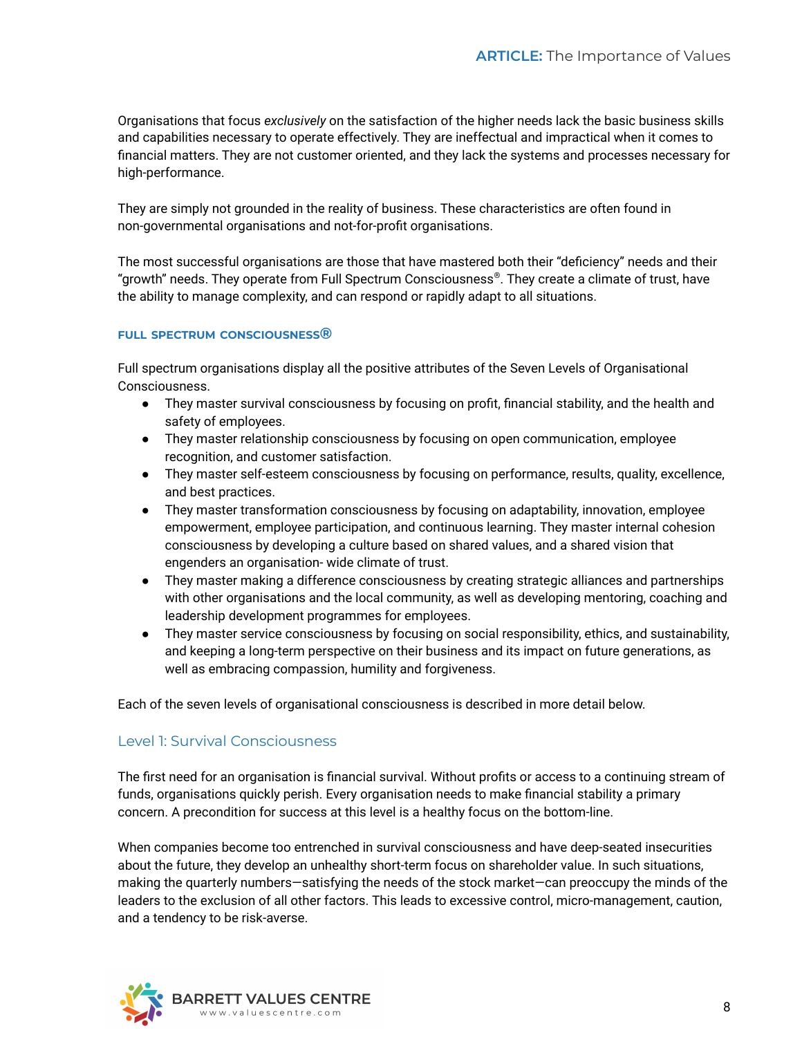Organisations that focus *exclusively* on the satisfaction of the higher needs lack the basic business skills and capabilities necessary to operate effectively. They are ineffectual and impractical when it comes to financial matters. They are not customer oriented, and they lack the systems and processes necessary for high-performance.

They are simply not grounded in the reality of business. These characteristics are often found in non-governmental organisations and not-for-profit organisations.

The most successful organisations are those that have mastered both their "deficiency" needs and their "growth" needs. They operate from Full Spectrum Consciousness®. They create a climate of trust, have the ability to manage complexity, and can respond or rapidly adapt to all situations.

#### FULL SPECTRUM CONSCIOUSNESS®

Full spectrum organisations display all the positive attributes of the Seven Levels of Organisational Consciousness.

- They master survival consciousness by focusing on profit, financial stability, and the health and safety of employees.
- They master relationship consciousness by focusing on open communication, employee recognition, and customer satisfaction.
- They master self-esteem consciousness by focusing on performance, results, quality, excellence, and best practices.
- They master transformation consciousness by focusing on adaptability, innovation, employee empowerment, employee participation, and continuous learning. They master internal cohesion consciousness by developing a culture based on shared values, and a shared vision that engenders an organisation- wide climate of trust.
- They master making a difference consciousness by creating strategic alliances and partnerships with other organisations and the local community, as well as developing mentoring, coaching and leadership development programmes for employees.
- They master service consciousness by focusing on social responsibility, ethics, and sustainability, and keeping a long-term perspective on their business and its impact on future generations, as well as embracing compassion, humility and forgiveness.

Each of the seven levels of organisational consciousness is described in more detail below.

### Level 1: Survival Consciousness

The first need for an organisation is financial survival. Without profits or access to a continuing stream of funds, organisations quickly perish. Every organisation needs to make financial stability a primary concern. A precondition for success at this level is a healthy focus on the bottom-line.

When companies become too entrenched in survival consciousness and have deep-seated insecurities about the future, they develop an unhealthy short-term focus on shareholder value. In such situations, making the quarterly numbers—satisfying the needs of the stock market—can preoccupy the minds of the leaders to the exclusion of all other factors. This leads to excessive control, micro-management, caution, and a tendency to be risk-averse.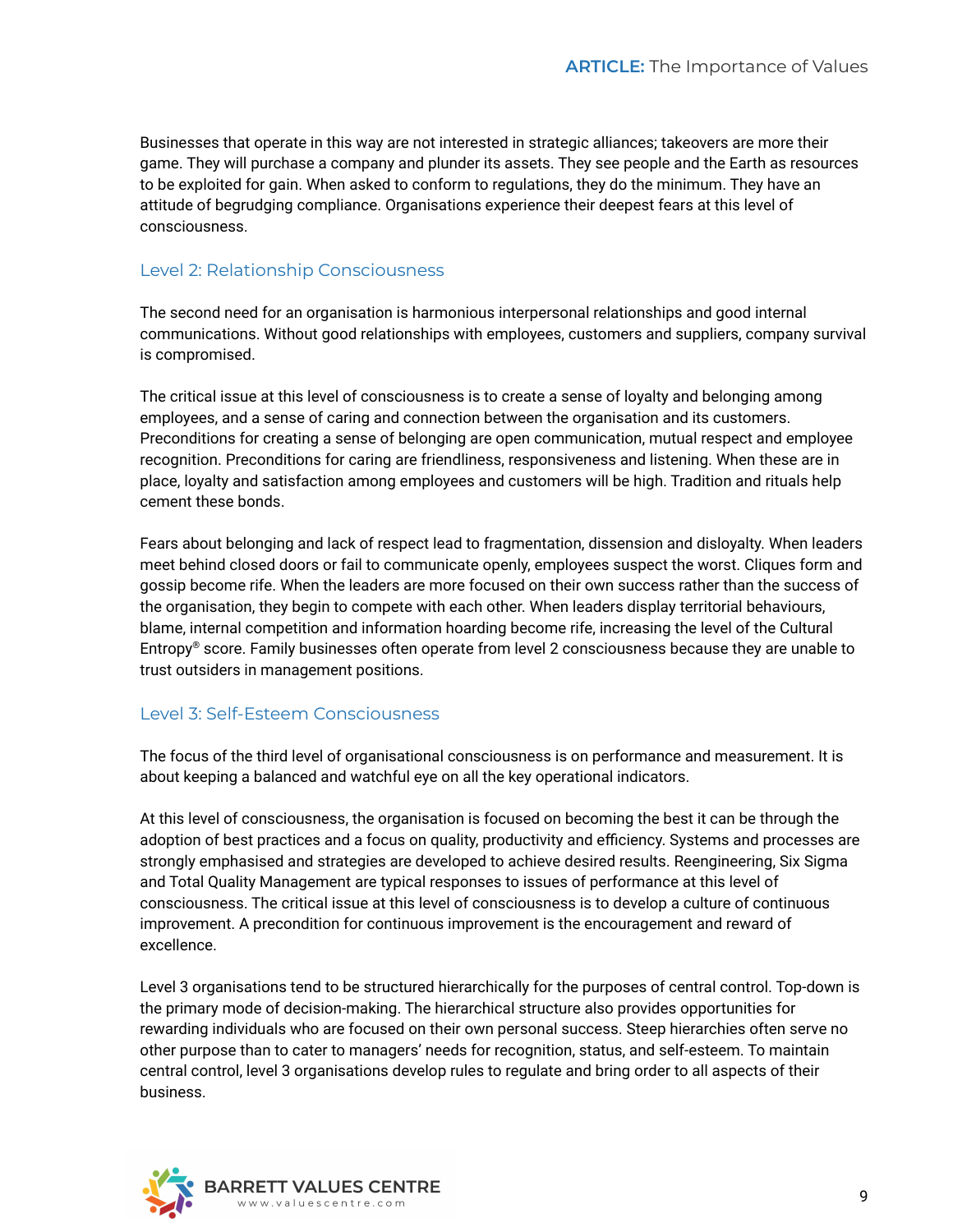Businesses that operate in this way are not interested in strategic alliances; takeovers are more their game. They will purchase a company and plunder its assets. They see people and the Earth as resources to be exploited for gain. When asked to conform to regulations, they do the minimum. They have an attitude of begrudging compliance. Organisations experience their deepest fears at this level of consciousness.

### Level 2: Relationship Consciousness

The second need for an organisation is harmonious interpersonal relationships and good internal communications. Without good relationships with employees, customers and suppliers, company survival is compromised.

The critical issue at this level of consciousness is to create a sense of loyalty and belonging among employees, and a sense of caring and connection between the organisation and its customers. Preconditions for creating a sense of belonging are open communication, mutual respect and employee recognition. Preconditions for caring are friendliness, responsiveness and listening. When these are in place, loyalty and satisfaction among employees and customers will be high. Tradition and rituals help cement these bonds.

Fears about belonging and lack of respect lead to fragmentation, dissension and disloyalty. When leaders meet behind closed doors or fail to communicate openly, employees suspect the worst. Cliques form and gossip become rife. When the leaders are more focused on their own success rather than the success of the organisation, they begin to compete with each other. When leaders display territorial behaviours, blame, internal competition and information hoarding become rife, increasing the level of the Cultural Entropy® score. Family businesses often operate from level 2 consciousness because they are unable to trust outsiders in management positions.

### Level 3: Self-Esteem Consciousness

The focus of the third level of organisational consciousness is on performance and measurement. It is about keeping a balanced and watchful eye on all the key operational indicators.

At this level of consciousness, the organisation is focused on becoming the best it can be through the adoption of best practices and a focus on quality, productivity and efficiency. Systems and processes are strongly emphasised and strategies are developed to achieve desired results. Reengineering, Six Sigma and Total Quality Management are typical responses to issues of performance at this level of consciousness. The critical issue at this level of consciousness is to develop a culture of continuous improvement. A precondition for continuous improvement is the encouragement and reward of excellence.

Level 3 organisations tend to be structured hierarchically for the purposes of central control. Top-down is the primary mode of decision-making. The hierarchical structure also provides opportunities for rewarding individuals who are focused on their own personal success. Steep hierarchies often serve no other purpose than to cater to managers' needs for recognition, status, and self-esteem. To maintain central control, level 3 organisations develop rules to regulate and bring order to all aspects of their business.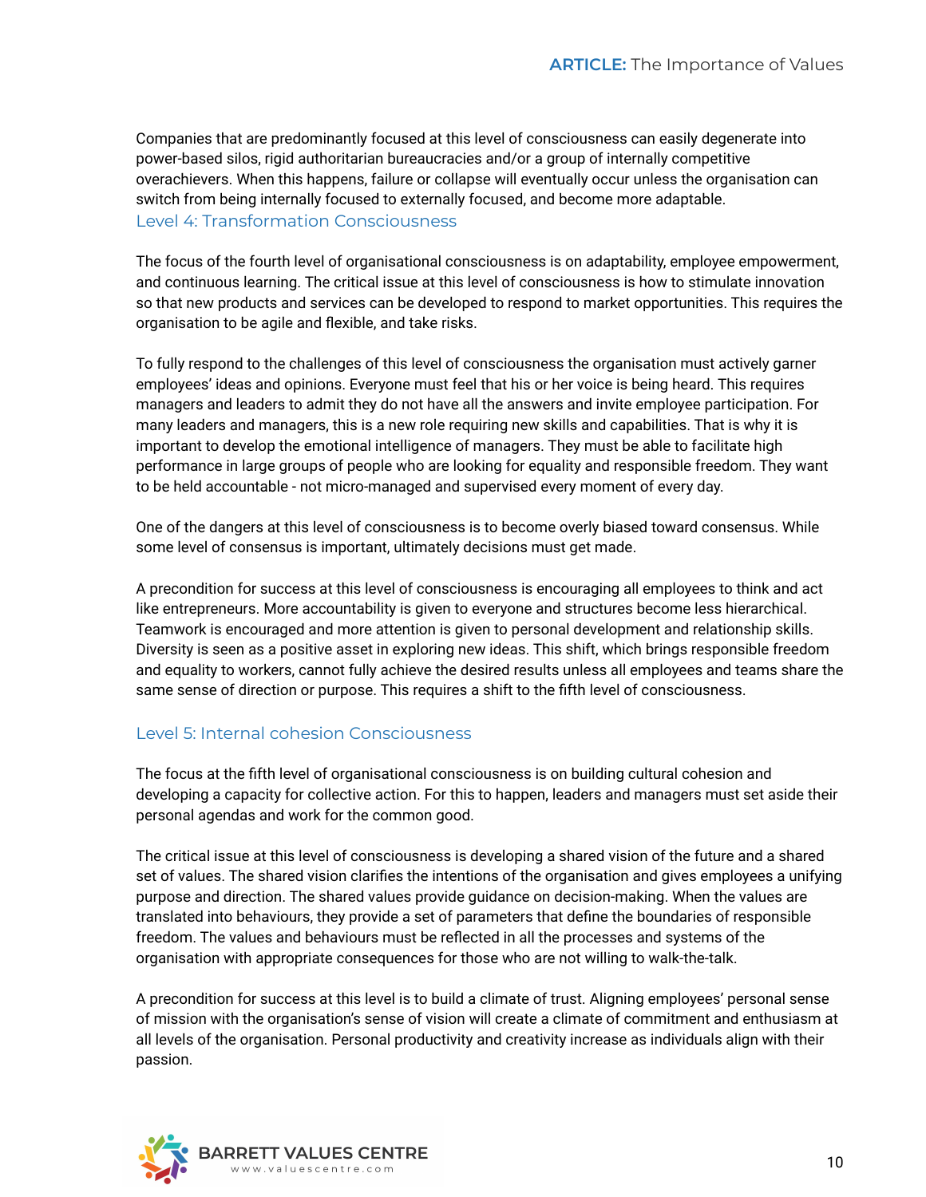Companies that are predominantly focused at this level of consciousness can easily degenerate into power-based silos, rigid authoritarian bureaucracies and/or a group of internally competitive overachievers. When this happens, failure or collapse will eventually occur unless the organisation can switch from being internally focused to externally focused, and become more adaptable.

### Level 4: Transformation Consciousness

The focus of the fourth level of organisational consciousness is on adaptability, employee empowerment, and continuous learning. The critical issue at this level of consciousness is how to stimulate innovation so that new products and services can be developed to respond to market opportunities. This requires the organisation to be agile and flexible, and take risks.

To fully respond to the challenges of this level of consciousness the organisation must actively garner employees' ideas and opinions. Everyone must feel that his or her voice is being heard. This requires managers and leaders to admit they do not have all the answers and invite employee participation. For many leaders and managers, this is a new role requiring new skills and capabilities. That is why it is important to develop the emotional intelligence of managers. They must be able to facilitate high performance in large groups of people who are looking for equality and responsible freedom. They want to be held accountable - not micro-managed and supervised every moment of every day.

One of the dangers at this level of consciousness is to become overly biased toward consensus. While some level of consensus is important, ultimately decisions must get made.

A precondition for success at this level of consciousness is encouraging all employees to think and act like entrepreneurs. More accountability is given to everyone and structures become less hierarchical. Teamwork is encouraged and more attention is given to personal development and relationship skills. Diversity is seen as a positive asset in exploring new ideas. This shift, which brings responsible freedom and equality to workers, cannot fully achieve the desired results unless all employees and teams share the same sense of direction or purpose. This requires a shift to the fifth level of consciousness.

### Level 5: Internal cohesion Consciousness

The focus at the fifth level of organisational consciousness is on building cultural cohesion and developing a capacity for collective action. For this to happen, leaders and managers must set aside their personal agendas and work for the common good.

The critical issue at this level of consciousness is developing a shared vision of the future and a shared set of values. The shared vision clarifies the intentions of the organisation and gives employees a unifying purpose and direction. The shared values provide guidance on decision-making. When the values are translated into behaviours, they provide a set of parameters that define the boundaries of responsible freedom. The values and behaviours must be reflected in all the processes and systems of the organisation with appropriate consequences for those who are not willing to walk-the-talk.

A precondition for success at this level is to build a climate of trust. Aligning employees' personal sense of mission with the organisation's sense of vision will create a climate of commitment and enthusiasm at all levels of the organisation. Personal productivity and creativity increase as individuals align with their passion.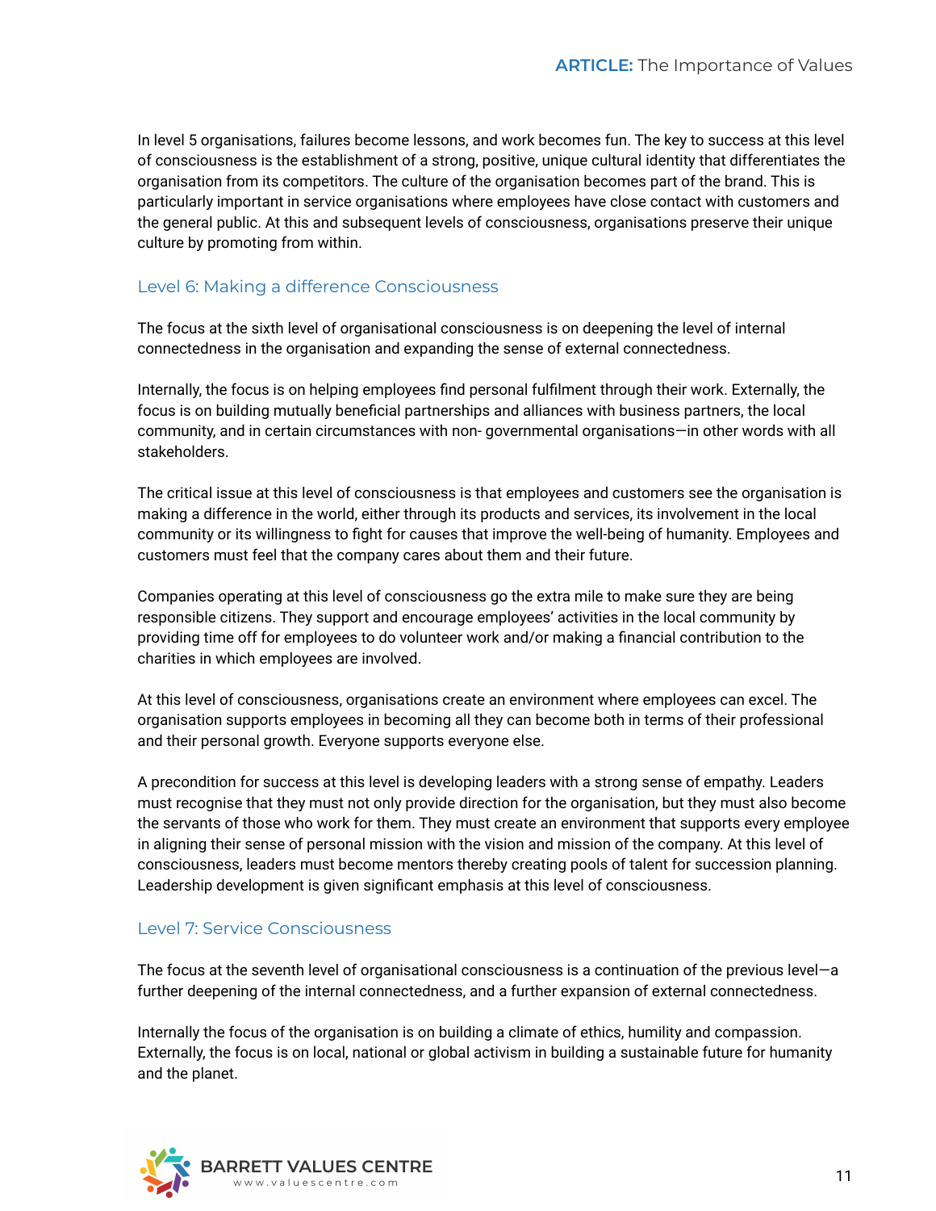In level 5 organisations, failures become lessons, and work becomes fun. The key to success at this level of consciousness is the establishment of a strong, positive, unique cultural identity that differentiates the organisation from its competitors. The culture of the organisation becomes part of the brand. This is particularly important in service organisations where employees have close contact with customers and the general public. At this and subsequent levels of consciousness, organisations preserve their unique culture by promoting from within.

## Level 6: Making a difference Consciousness

The focus at the sixth level of organisational consciousness is on deepening the level of internal connectedness in the organisation and expanding the sense of external connectedness.

Internally, the focus is on helping employees find personal fulfilment through their work. Externally, the focus is on building mutually beneficial partnerships and alliances with business partners, the local community, and in certain circumstances with non- governmental organisations—in other words with all stakeholders.

The critical issue at this level of consciousness is that employees and customers see the organisation is making a difference in the world, either through its products and services, its involvement in the local community or its willingness to fight for causes that improve the well-being of humanity. Employees and customers must feel that the company cares about them and their future.

Companies operating at this level of consciousness go the extra mile to make sure they are being responsible citizens. They support and encourage employees' activities in the local community by providing time off for employees to do volunteer work and/or making a financial contribution to the charities in which employees are involved.

At this level of consciousness, organisations create an environment where employees can excel. The organisation supports employees in becoming all they can become both in terms of their professional and their personal growth. Everyone supports everyone else.

A precondition for success at this level is developing leaders with a strong sense of empathy. Leaders must recognise that they must not only provide direction for the organisation, but they must also become the servants of those who work for them. They must create an environment that supports every employee in aligning their sense of personal mission with the vision and mission of the company. At this level of consciousness, leaders must become mentors thereby creating pools of talent for succession planning. Leadership development is given significant emphasis at this level of consciousness.

## Level 7: Service Consciousness

The focus at the seventh level of organisational consciousness is a continuation of the previous level—a further deepening of the internal connectedness, and a further expansion of external connectedness.

Internally the focus of the organisation is on building a climate of ethics, humility and compassion. Externally, the focus is on local, national or global activism in building a sustainable future for humanity and the planet.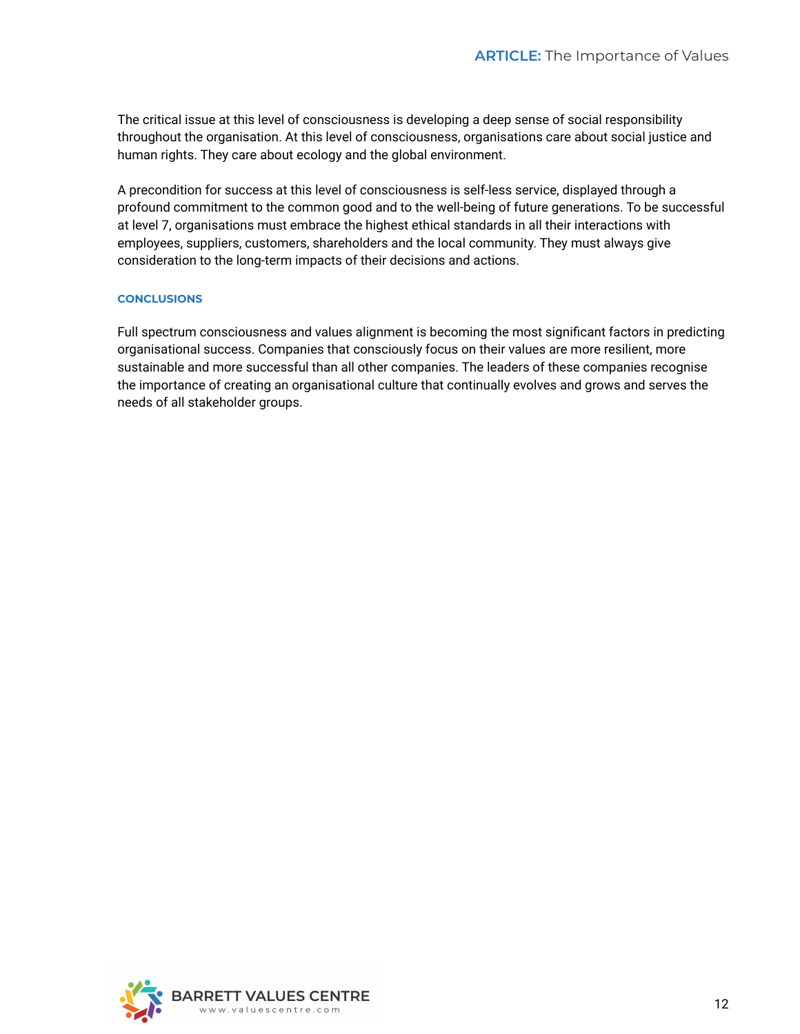The critical issue at this level of consciousness is developing a deep sense of social responsibility throughout the organisation. At this level of consciousness, organisations care about social justice and human rights. They care about ecology and the global environment.

A precondition for success at this level of consciousness is self-less service, displayed through a profound commitment to the common good and to the well-being of future generations. To be successful at level 7, organisations must embrace the highest ethical standards in all their interactions with employees, suppliers, customers, shareholders and the local community. They must always give consideration to the long-term impacts of their decisions and actions.

### CONCLUSIONS

Full spectrum consciousness and values alignment is becoming the most significant factors in predicting organisational success. Companies that consciously focus on their values are more resilient, more sustainable and more successful than all other companies. The leaders of these companies recognise the importance of creating an organisational culture that continually evolves and grows and serves the needs of all stakeholder groups.